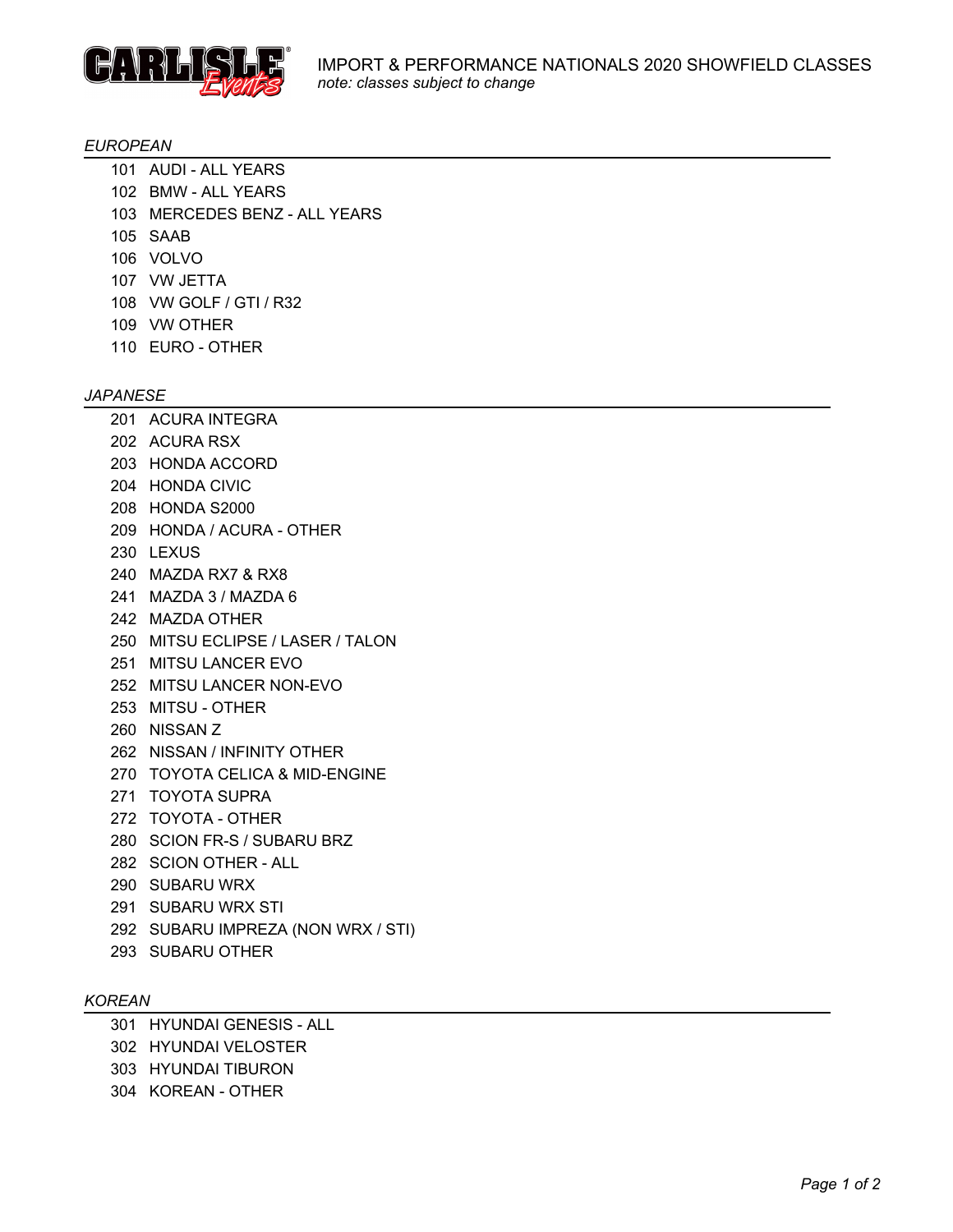# IMPORT & PERFORMANCE NATIONALS 2020 SHOWFIELD CLASSES

*note: classes subject to change*

## *EUROPEAN*

- 101 AUDI - ALL YEARS
- 102 BMW - ALL YEARS
- 103 MERCEDES BENZ - ALL YEARS
- 105 SAAB
- 106 VOLVO
- 107 VW JETTA
- 108 VW GOLF / GTI / R32
- 109 VW OTHER
- 110 EURO - OTHER

## *JAPANESE*

- 201 ACURA INTEGRA
- 202 ACURA RSX
- 203 HONDA ACCORD
- 204 HONDA CIVIC
- 208 HONDA S2000
- 209 HONDA / ACURA - OTHER
- 230 LEXUS
- 240 MAZDA RX7 & RX8
- 241 MAZDA 3 / MAZDA 6
- 242 MAZDA OTHER
- 250 MITSU ECLIPSE / LASER / TALON
- 251 MITSU LANCER EVO
- 252 MITSU LANCER NON-EVO
- 253 MITSU - OTHER
- 260 NISSAN Z
- 262 NISSAN / INFINITY OTHER
- 270 TOYOTA CELICA & MID-ENGINE
- 271 TOYOTA SUPRA
- 272 TOYOTA - OTHER
- 280 SCION FR-S / SUBARU BRZ
- 282 SCION OTHER - ALL
- 290 SUBARU WRX
- 291 SUBARU WRX STI
- 292 SUBARU IMPREZA (NON WRX / STI)
- 293 SUBARU OTHER

## *KOREAN*

- 301 HYUNDAI GENESIS - ALL
- 302 HYUNDAI VELOSTER
- 303 HYUNDAI TIBURON
- 304 KOREAN - OTHER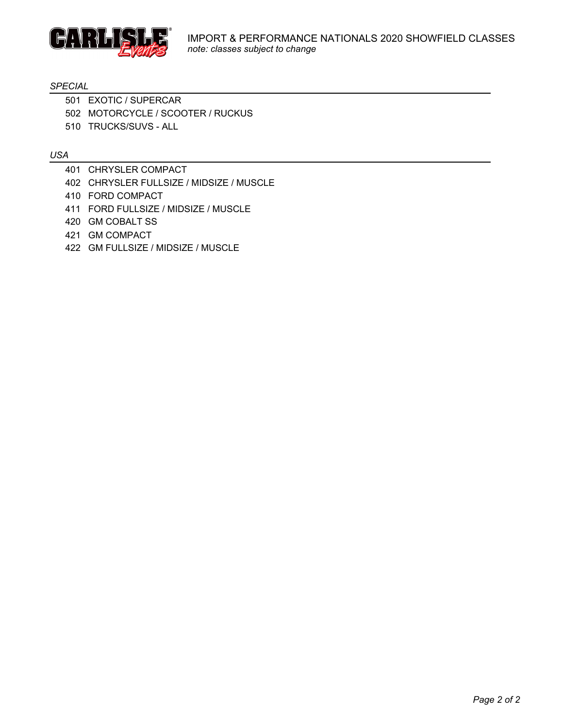IMPORT & PERFORMANCE NATIONALS 2020 SHOWFIELD CLASSES

*note: classes subject to change*

## *SPECIAL*

501 EXOTIC / SUPERCAR

502 MOTORCYCLE / SCOOTER / RUCKUS

510 TRUCKS/SUVS - ALL

## *USA*

401 CHRYSLER COMPACT

402 CHRYSLER FULLSIZE / MIDSIZE / MUSCLE

410 FORD COMPACT

411 FORD FULLSIZE / MIDSIZE / MUSCLE

420 GM COBALT SS

421 GM COMPACT

422 GM FULLSIZE / MIDSIZE / MUSCLE